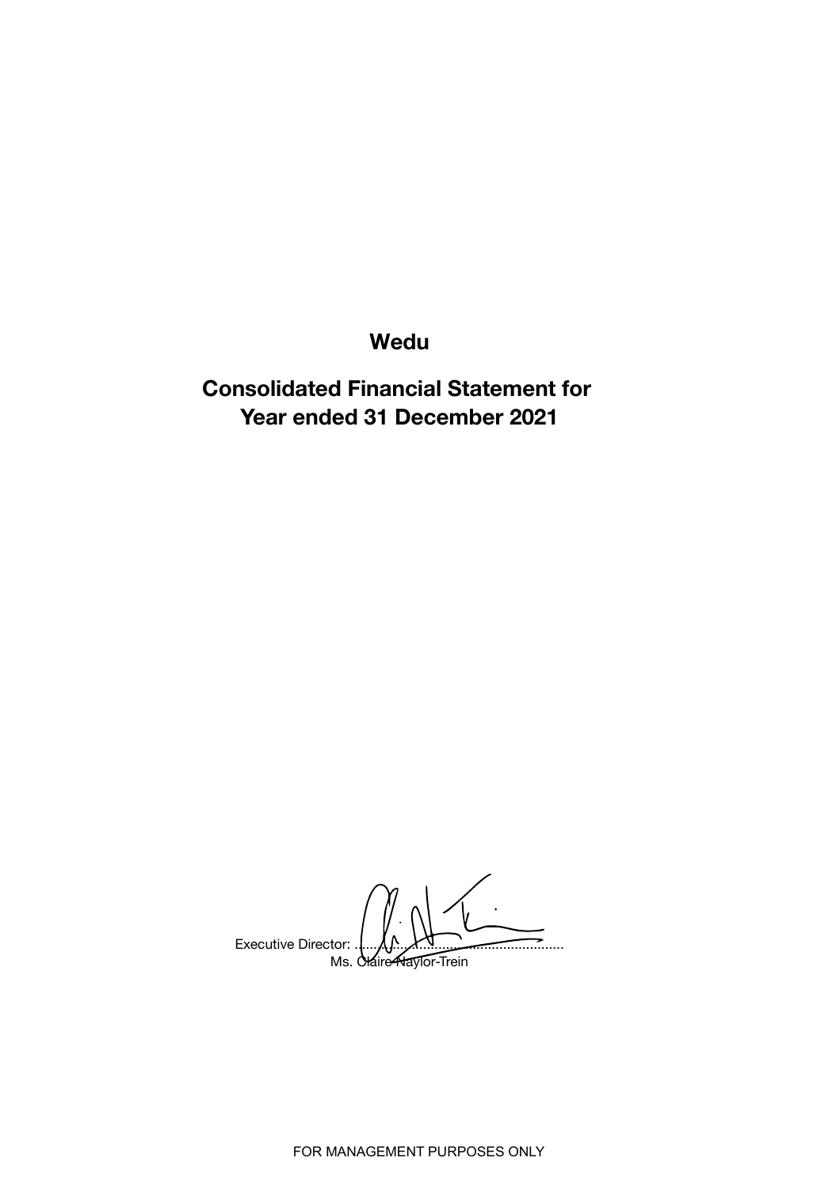# Wedu

## Consolidated Financial Statement for Year ended 31 December 2021

Executive Director: ..............................................................
Ms. Claire Naylor-Trein

FOR MANAGEMENT PURPOSES ONLY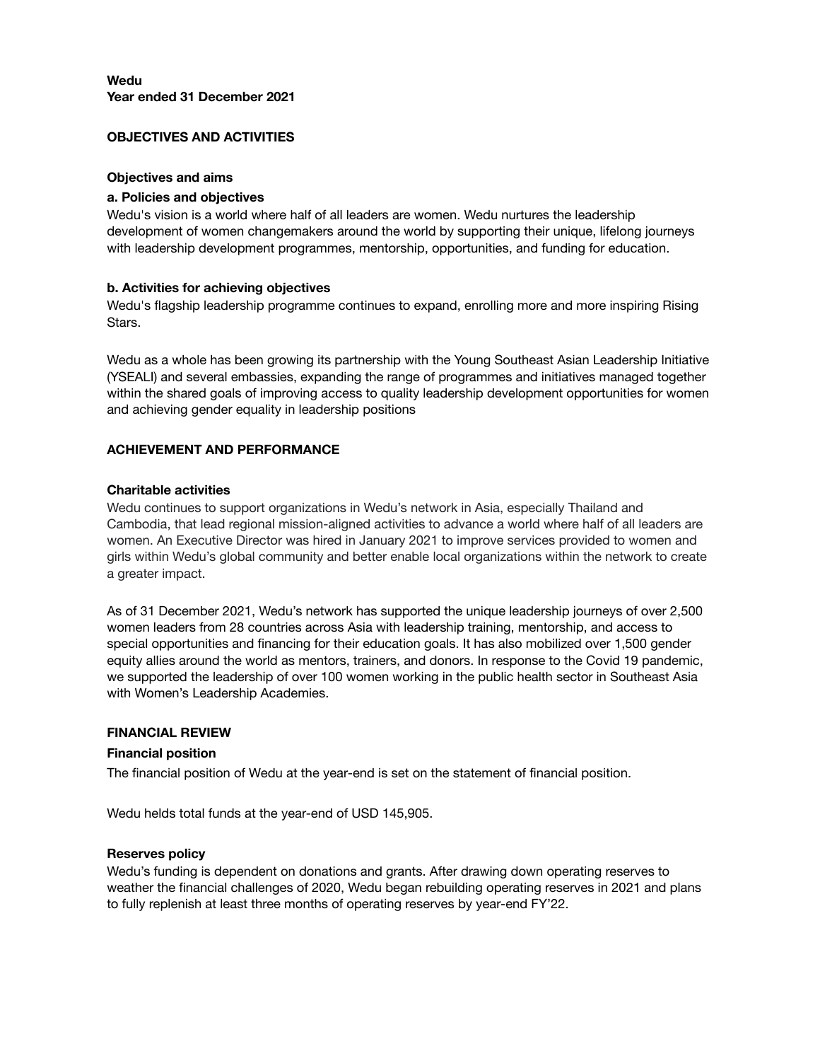**Wedu**
**Year ended 31 December 2021**

## OBJECTIVES AND ACTIVITIES

### Objectives and aims

**a. Policies and objectives**

Wedu's vision is a world where half of all leaders are women. Wedu nurtures the leadership development of women changemakers around the world by supporting their unique, lifelong journeys with leadership development programmes, mentorship, opportunities, and funding for education.

**b. Activities for achieving objectives**

Wedu's flagship leadership programme continues to expand, enrolling more and more inspiring Rising Stars.

Wedu as a whole has been growing its partnership with the Young Southeast Asian Leadership Initiative (YSEALI) and several embassies, expanding the range of programmes and initiatives managed together within the shared goals of improving access to quality leadership development opportunities for women and achieving gender equality in leadership positions

## ACHIEVEMENT AND PERFORMANCE

### Charitable activities

Wedu continues to support organizations in Wedu's network in Asia, especially Thailand and Cambodia, that lead regional mission-aligned activities to advance a world where half of all leaders are women. An Executive Director was hired in January 2021 to improve services provided to women and girls within Wedu's global community and better enable local organizations within the network to create a greater impact.

As of 31 December 2021, Wedu's network has supported the unique leadership journeys of over 2,500 women leaders from 28 countries across Asia with leadership training, mentorship, and access to special opportunities and financing for their education goals. It has also mobilized over 1,500 gender equity allies around the world as mentors, trainers, and donors. In response to the Covid 19 pandemic, we supported the leadership of over 100 women working in the public health sector in Southeast Asia with Women's Leadership Academies.

## FINANCIAL REVIEW

### Financial position

The financial position of Wedu at the year-end is set on the statement of financial position.

Wedu helds total funds at the year-end of USD 145,905.

### Reserves policy

Wedu's funding is dependent on donations and grants. After drawing down operating reserves to weather the financial challenges of 2020, Wedu began rebuilding operating reserves in 2021 and plans to fully replenish at least three months of operating reserves by year-end FY'22.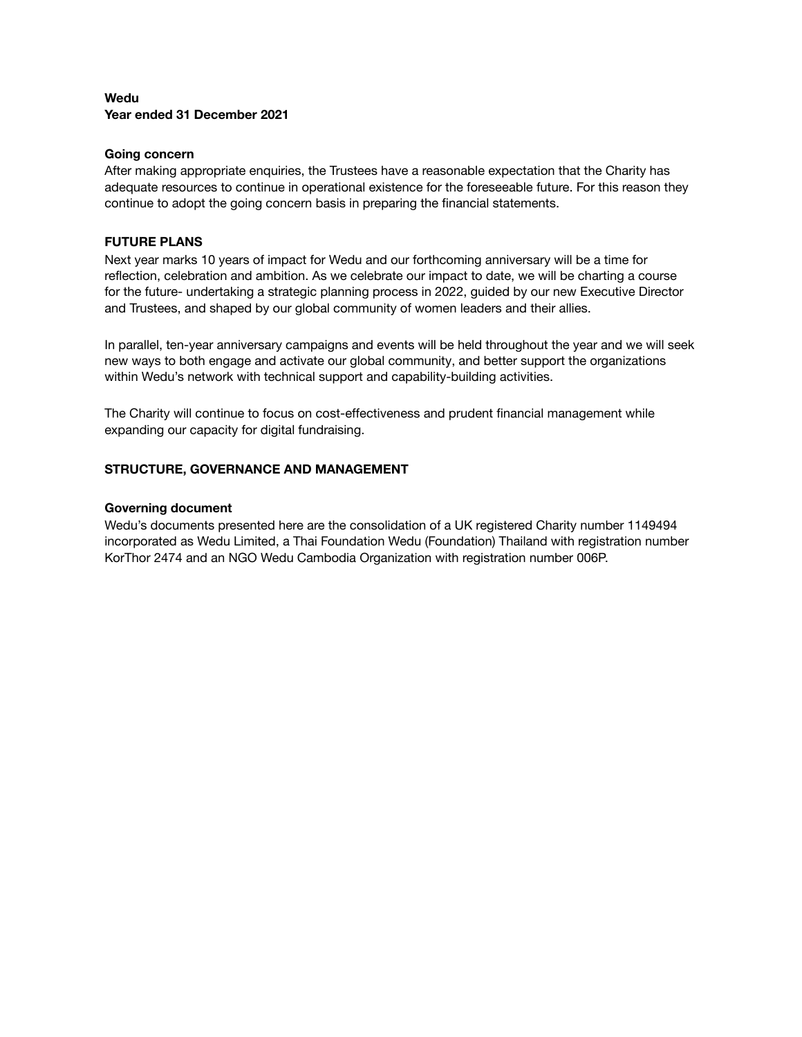**Wedu**
**Year ended 31 December 2021**

**Going concern**

After making appropriate enquiries, the Trustees have a reasonable expectation that the Charity has adequate resources to continue in operational existence for the foreseeable future. For this reason they continue to adopt the going concern basis in preparing the financial statements.

## FUTURE PLANS

Next year marks 10 years of impact for Wedu and our forthcoming anniversary will be a time for reflection, celebration and ambition. As we celebrate our impact to date, we will be charting a course for the future- undertaking a strategic planning process in 2022, guided by our new Executive Director and Trustees, and shaped by our global community of women leaders and their allies.

In parallel, ten-year anniversary campaigns and events will be held throughout the year and we will seek new ways to both engage and activate our global community, and better support the organizations within Wedu's network with technical support and capability-building activities.

The Charity will continue to focus on cost-effectiveness and prudent financial management while expanding our capacity for digital fundraising.

## STRUCTURE, GOVERNANCE AND MANAGEMENT

**Governing document**

Wedu's documents presented here are the consolidation of a UK registered Charity number 1149494 incorporated as Wedu Limited, a Thai Foundation Wedu (Foundation) Thailand with registration number KorThor 2474 and an NGO Wedu Cambodia Organization with registration number 006P.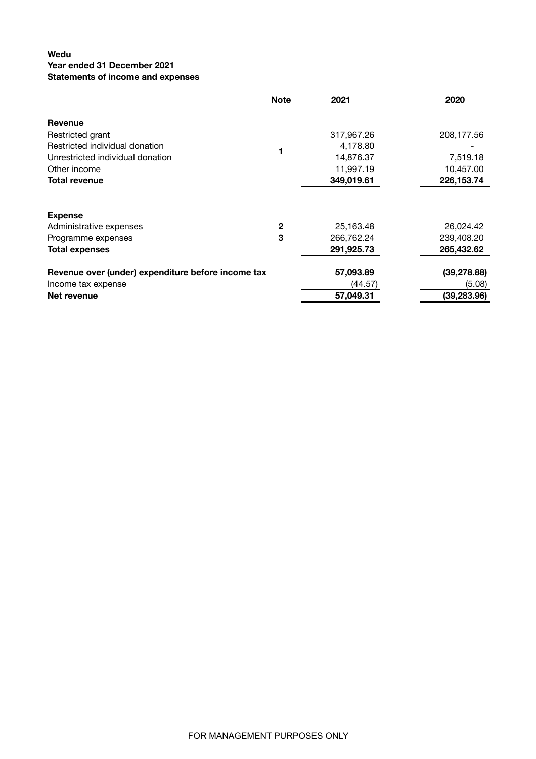**Wedu**
**Year ended 31 December 2021**
**Statements of income and expenses**

| | Note | 2021 | 2020 |
|---|---|---|---|
| **Revenue** | | | |
| Restricted grant | | 317,967.26 | 208,177.56 |
| Restricted individual donation | 1 | 4,178.80 | - |
| Unrestricted individual donation | | 14,876.37 | 7,519.18 |
| Other income | | 11,997.19 | 10,457.00 |
| **Total revenue** | | **349,019.61** | **226,153.74** |
| | | | |
| **Expense** | | | |
| Administrative expenses | 2 | 25,163.48 | 26,024.42 |
| Programme expenses | 3 | 266,762.24 | 239,408.20 |
| **Total expenses** | | **291,925.73** | **265,432.62** |
| | | | |
| **Revenue over (under) expenditure before income tax** | | **57,093.89** | **(39,278.88)** |
| Income tax expense | | (44.57) | (5.08) |
| **Net revenue** | | **57,049.31** | **(39,283.96)** |

FOR MANAGEMENT PURPOSES ONLY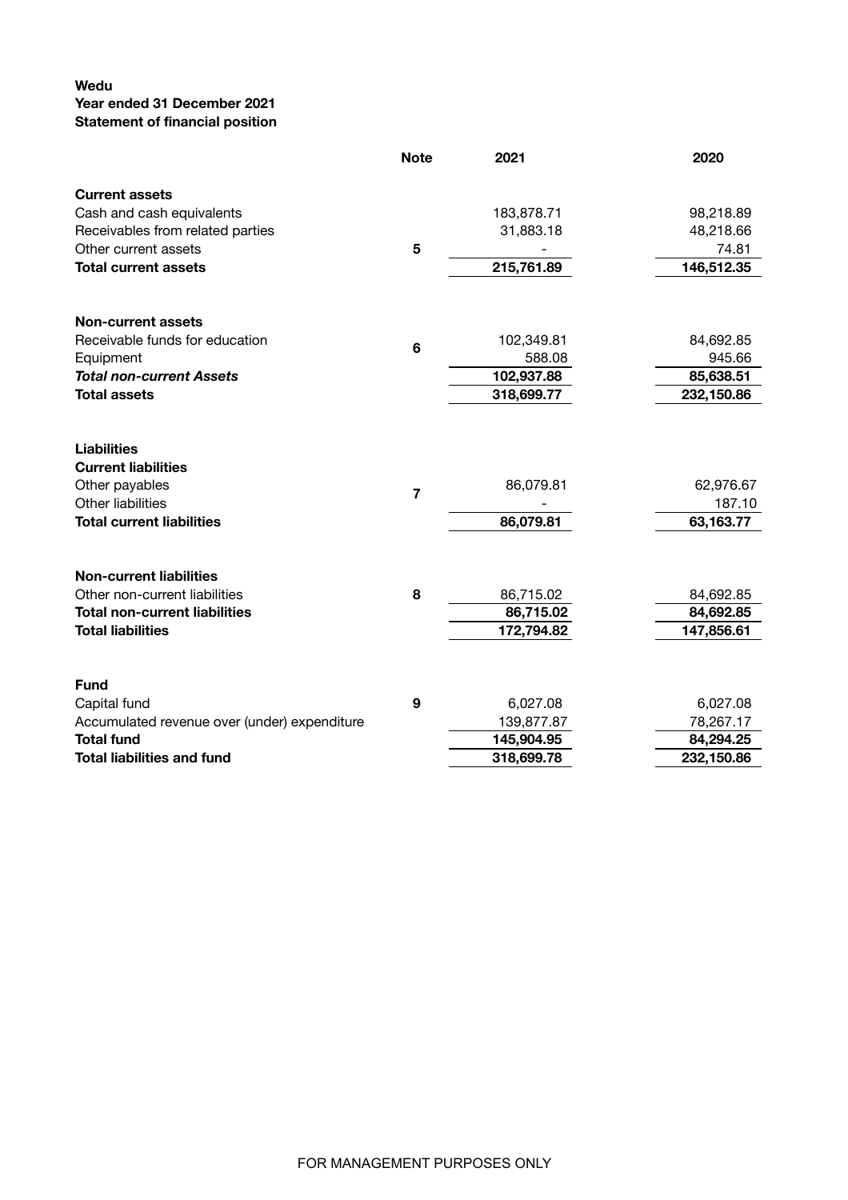**Wedu**
**Year ended 31 December 2021**
**Statement of financial position**

| | Note | 2021 | 2020 |
|---|---|---|---|
| **Current assets** | | | |
| Cash and cash equivalents | | 183,878.71 | 98,218.89 |
| Receivables from related parties | | 31,883.18 | 48,218.66 |
| Other current assets | 5 | - | 74.81 |
| **Total current assets** | | **215,761.89** | **146,512.35** |
| | | | |
| **Non-current assets** | | | |
| Receivable funds for education | 6 | 102,349.81 | 84,692.85 |
| Equipment | | 588.08 | 945.66 |
| ***Total non-current Assets*** | | **102,937.88** | **85,638.51** |
| **Total assets** | | **318,699.77** | **232,150.86** |
| | | | |
| **Liabilities** | | | |
| **Current liabilities** | | | |
| Other payables | 7 | 86,079.81 | 62,976.67 |
| Other liabilities | | - | 187.10 |
| **Total current liabilities** | | **86,079.81** | **63,163.77** |
| | | | |
| **Non-current liabilities** | | | |
| Other non-current liabilities | 8 | 86,715.02 | 84,692.85 |
| **Total non-current liabilities** | | **86,715.02** | **84,692.85** |
| **Total liabilities** | | **172,794.82** | **147,856.61** |
| | | | |
| **Fund** | | | |
| Capital fund | 9 | 6,027.08 | 6,027.08 |
| Accumulated revenue over (under) expenditure | | 139,877.87 | 78,267.17 |
| **Total fund** | | **145,904.95** | **84,294.25** |
| **Total liabilities and fund** | | **318,699.78** | **232,150.86** |

FOR MANAGEMENT PURPOSES ONLY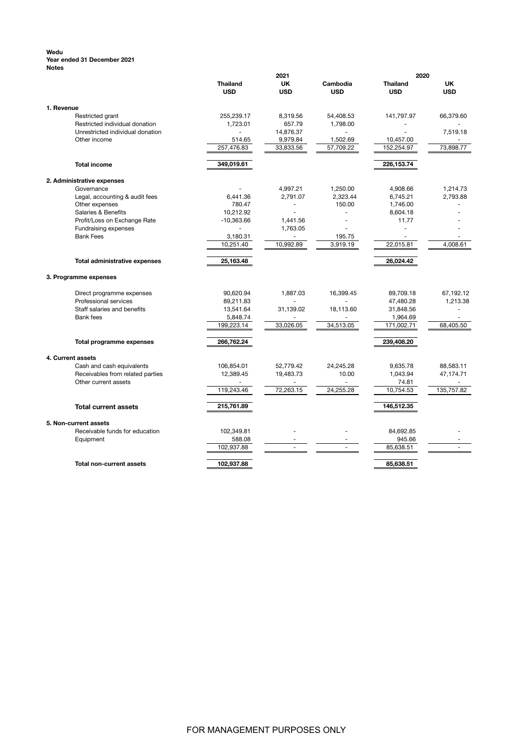**Wedu**
**Year ended 31 December 2021**
**Notes**

| | 2021 | | | 2020 | |
|---|---|---|---|---|---|
| | **Thailand** | **UK** | **Cambodia** | **Thailand** | **UK** |
| | **USD** | **USD** | **USD** | **USD** | **USD** |
| **1. Revenue** | | | | | |
| Restricted grant | 255,239.17 | 8,319.56 | 54,408.53 | 141,797.97 | 66,379.60 |
| Restricted individual donation | 1,723.01 | 657.79 | 1,798.00 | - | - |
| Unrestricted individual donation | - | 14,876.37 | - | - | 7,519.18 |
| Other income | 514.65 | 9,979.84 | 1,502.69 | 10,457.00 | - |
| | 257,476.83 | 33,833.56 | 57,709.22 | 152,254.97 | 73,898.77 |
| **Total income** | 349,019.61 | | | 226,153.74 | |
| **2. Administrative expenses** | | | | | |
| Governance | - | 4,997.21 | 1,250.00 | 4,908.66 | 1,214.73 |
| Legal, accounting & audit fees | 6,441.36 | 2,791.07 | 2,323.44 | 6,745.21 | 2,793.88 |
| Other expenses | 780.47 | - | 150.00 | 1,746.00 | - |
| Salaries & Benefits | 10,212.92 | - | - | 8,604.18 | - |
| Profit/Loss on Exchange Rate | -10,363.66 | 1,441.56 | - | 11.77 | - |
| Fundraising expenses | - | 1,763.05 | - | - | - |
| Bank Fees | 3,180.31 | - | 195.75 | - | - |
| | 10,251.40 | 10,992.89 | 3,919.19 | 22,015.81 | 4,008.61 |
| **Total administrative expenses** | 25,163.48 | | | 26,024.42 | |
| **3. Programme expenses** | | | | | |
| Direct programme expenses | 90,620.94 | 1,887.03 | 16,399.45 | 89,709.18 | 67,192.12 |
| Professional services | 89,211.83 | - | - | 47,480.28 | 1,213.38 |
| Staff salaries and benefits | 13,541.64 | 31,139.02 | 18,113.60 | 31,848.56 | - |
| Bank fees | 5,848.74 | - | - | 1,964.69 | - |
| | 199,223.14 | 33,026.05 | 34,513.05 | 171,002.71 | 68,405.50 |
| **Total programme expenses** | 266,762.24 | | | 239,408.20 | |
| **4. Current assets** | | | | | |
| Cash and cash equivalents | 106,854.01 | 52,779.42 | 24,245.28 | 9,635.78 | 88,583.11 |
| Receivables from related parties | 12,389.45 | 19,483.73 | 10.00 | 1,043.94 | 47,174.71 |
| Other current assets | - | - | - | 74.81 | - |
| | 119,243.46 | 72,263.15 | 24,255.28 | 10,754.53 | 135,757.82 |
| **Total current assets** | 215,761.89 | | | 146,512.35 | |
| **5. Non-current assets** | | | | | |
| Receivable funds for education | 102,349.81 | - | - | 84,692.85 | - |
| Equipment | 588.08 | - | - | 945.66 | - |
| | 102,937.88 | - | - | 85,638.51 | - |
| **Total non-current assets** | 102,937.88 | | | 85,638.51 | |

FOR MANAGEMENT PURPOSES ONLY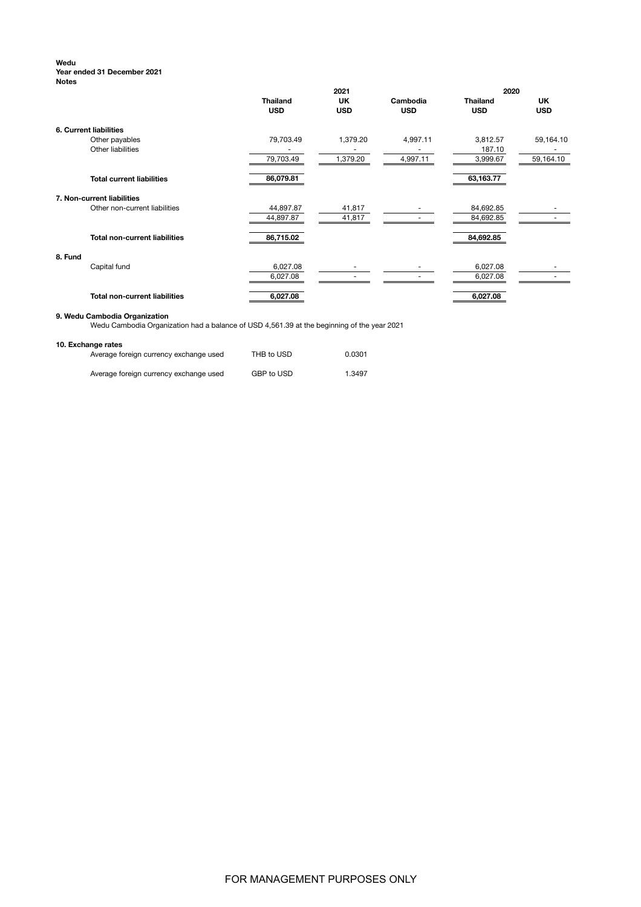**Wedu**
**Year ended 31 December 2021**
**Notes**

| | 2021 | | | 2020 | |
|---|---|---|---|---|---|
| | **Thailand USD** | **UK USD** | **Cambodia USD** | **Thailand USD** | **UK USD** |
| **6. Current liabilities** | | | | | |
| Other payables | 79,703.49 | 1,379.20 | 4,997.11 | 3,812.57 | 59,164.10 |
| Other liabilities | - | - | - | 187.10 | - |
| | 79,703.49 | 1,379.20 | 4,997.11 | 3,999.67 | 59,164.10 |
| **Total current liabilities** | **86,079.81** | | | **63,163.77** | |
| **7. Non-current liabilities** | | | | | |
| Other non-current liabilities | 44,897.87 | 41,817 | - | 84,692.85 | - |
| | 44,897.87 | 41,817 | - | 84,692.85 | - |
| **Total non-current liabilities** | **86,715.02** | | | **84,692.85** | |
| **8. Fund** | | | | | |
| Capital fund | 6,027.08 | - | - | 6,027.08 | - |
| | 6,027.08 | - | - | 6,027.08 | - |
| **Total non-current liabilities** | **6,027.08** | | | **6,027.08** | |

**9. Wedu Cambodia Organization**

Wedu Cambodia Organization had a balance of USD 4,561.39 at the beginning of the year 2021

**10. Exchange rates**

| | | |
|---|---|---|
| Average foreign currency exchange used | THB to USD | 0.0301 |
| Average foreign currency exchange used | GBP to USD | 1.3497 |

FOR MANAGEMENT PURPOSES ONLY